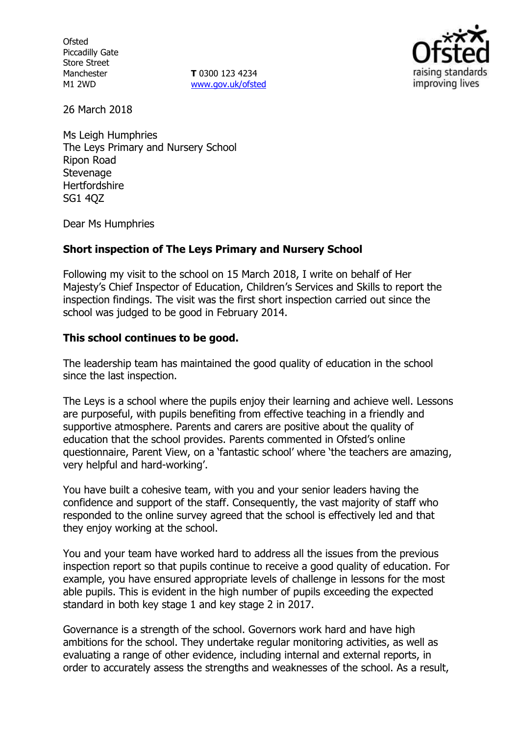Ofsted
Piccadilly Gate
Store Street
Manchester
M1 2WD

**T** 0300 123 4234
www.gov.uk/ofsted

26 March 2018

Ms Leigh Humphries
The Leys Primary and Nursery School
Ripon Road
Stevenage
Hertfordshire
SG1 4QZ

Dear Ms Humphries

**Short inspection of The Leys Primary and Nursery School**

Following my visit to the school on 15 March 2018, I write on behalf of Her Majesty's Chief Inspector of Education, Children's Services and Skills to report the inspection findings. The visit was the first short inspection carried out since the school was judged to be good in February 2014.

**This school continues to be good.**

The leadership team has maintained the good quality of education in the school since the last inspection.

The Leys is a school where the pupils enjoy their learning and achieve well. Lessons are purposeful, with pupils benefiting from effective teaching in a friendly and supportive atmosphere. Parents and carers are positive about the quality of education that the school provides. Parents commented in Ofsted's online questionnaire, Parent View, on a 'fantastic school' where 'the teachers are amazing, very helpful and hard-working'.

You have built a cohesive team, with you and your senior leaders having the confidence and support of the staff. Consequently, the vast majority of staff who responded to the online survey agreed that the school is effectively led and that they enjoy working at the school.

You and your team have worked hard to address all the issues from the previous inspection report so that pupils continue to receive a good quality of education. For example, you have ensured appropriate levels of challenge in lessons for the most able pupils. This is evident in the high number of pupils exceeding the expected standard in both key stage 1 and key stage 2 in 2017.

Governance is a strength of the school. Governors work hard and have high ambitions for the school. They undertake regular monitoring activities, as well as evaluating a range of other evidence, including internal and external reports, in order to accurately assess the strengths and weaknesses of the school. As a result,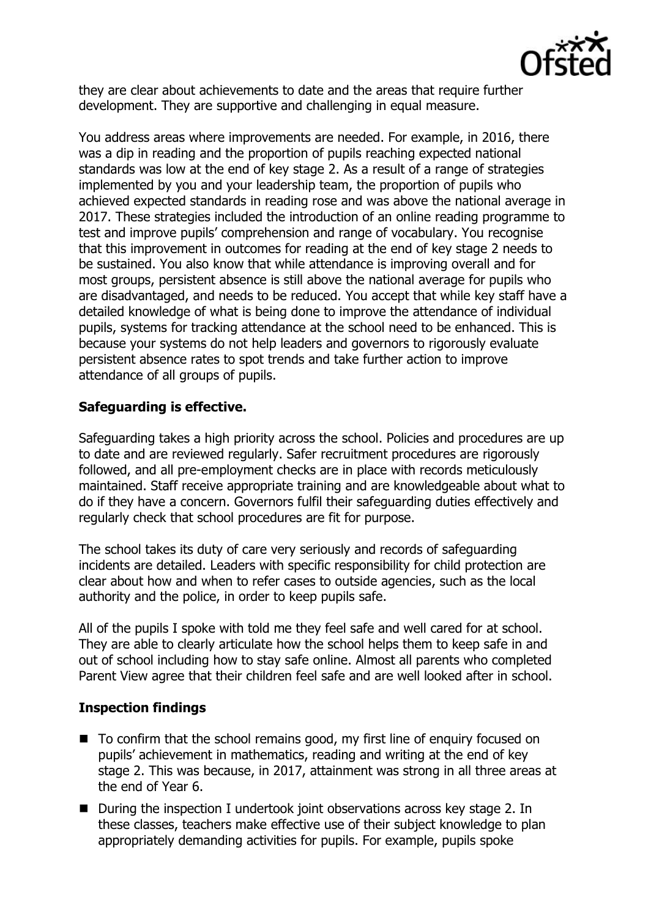they are clear about achievements to date and the areas that require further development. They are supportive and challenging in equal measure.

You address areas where improvements are needed. For example, in 2016, there was a dip in reading and the proportion of pupils reaching expected national standards was low at the end of key stage 2. As a result of a range of strategies implemented by you and your leadership team, the proportion of pupils who achieved expected standards in reading rose and was above the national average in 2017. These strategies included the introduction of an online reading programme to test and improve pupils' comprehension and range of vocabulary. You recognise that this improvement in outcomes for reading at the end of key stage 2 needs to be sustained. You also know that while attendance is improving overall and for most groups, persistent absence is still above the national average for pupils who are disadvantaged, and needs to be reduced. You accept that while key staff have a detailed knowledge of what is being done to improve the attendance of individual pupils, systems for tracking attendance at the school need to be enhanced. This is because your systems do not help leaders and governors to rigorously evaluate persistent absence rates to spot trends and take further action to improve attendance of all groups of pupils.

**Safeguarding is effective.**

Safeguarding takes a high priority across the school. Policies and procedures are up to date and are reviewed regularly. Safer recruitment procedures are rigorously followed, and all pre-employment checks are in place with records meticulously maintained. Staff receive appropriate training and are knowledgeable about what to do if they have a concern. Governors fulfil their safeguarding duties effectively and regularly check that school procedures are fit for purpose.

The school takes its duty of care very seriously and records of safeguarding incidents are detailed. Leaders with specific responsibility for child protection are clear about how and when to refer cases to outside agencies, such as the local authority and the police, in order to keep pupils safe.

All of the pupils I spoke with told me they feel safe and well cared for at school. They are able to clearly articulate how the school helps them to keep safe in and out of school including how to stay safe online. Almost all parents who completed Parent View agree that their children feel safe and are well looked after in school.

**Inspection findings**

- To confirm that the school remains good, my first line of enquiry focused on pupils' achievement in mathematics, reading and writing at the end of key stage 2. This was because, in 2017, attainment was strong in all three areas at the end of Year 6.
- During the inspection I undertook joint observations across key stage 2. In these classes, teachers make effective use of their subject knowledge to plan appropriately demanding activities for pupils. For example, pupils spoke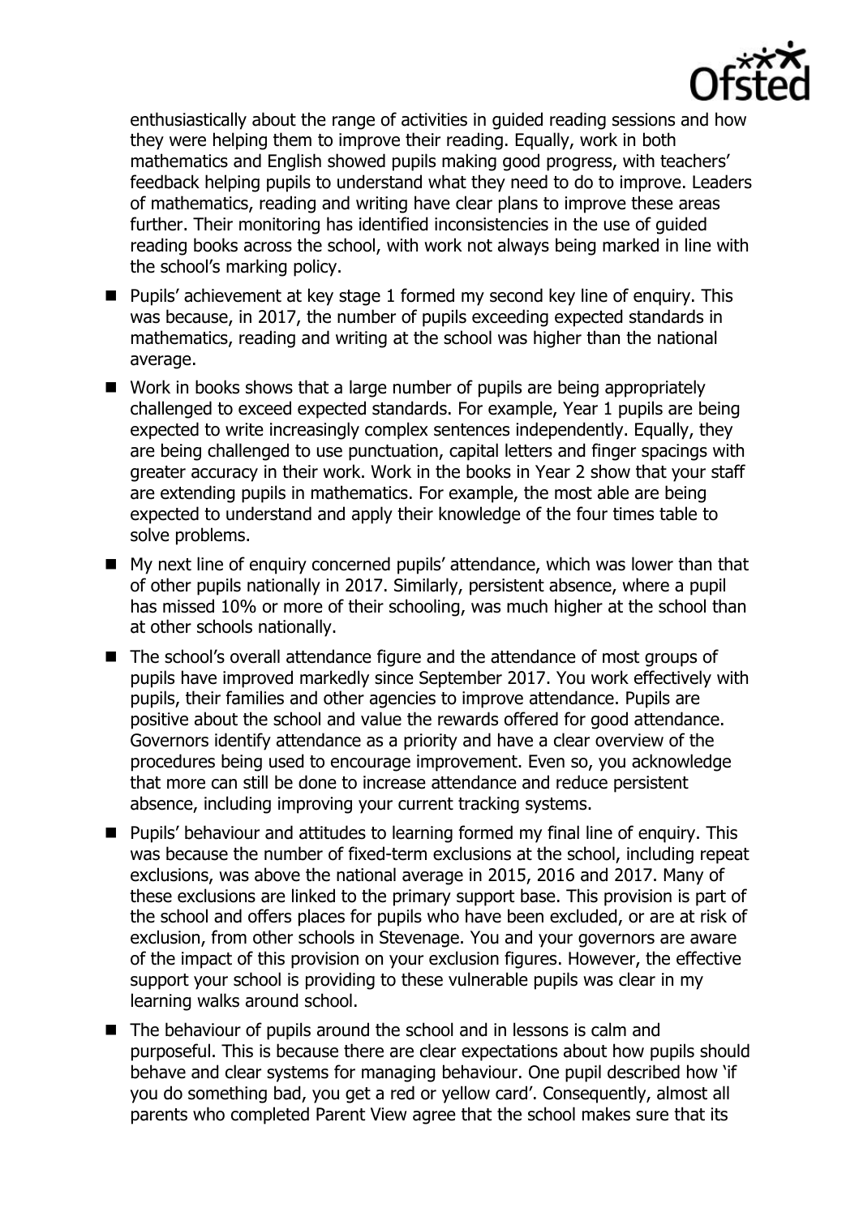enthusiastically about the range of activities in guided reading sessions and how they were helping them to improve their reading. Equally, work in both mathematics and English showed pupils making good progress, with teachers' feedback helping pupils to understand what they need to do to improve. Leaders of mathematics, reading and writing have clear plans to improve these areas further. Their monitoring has identified inconsistencies in the use of guided reading books across the school, with work not always being marked in line with the school's marking policy.

- Pupils' achievement at key stage 1 formed my second key line of enquiry. This was because, in 2017, the number of pupils exceeding expected standards in mathematics, reading and writing at the school was higher than the national average.
- Work in books shows that a large number of pupils are being appropriately challenged to exceed expected standards. For example, Year 1 pupils are being expected to write increasingly complex sentences independently. Equally, they are being challenged to use punctuation, capital letters and finger spacings with greater accuracy in their work. Work in the books in Year 2 show that your staff are extending pupils in mathematics. For example, the most able are being expected to understand and apply their knowledge of the four times table to solve problems.
- My next line of enquiry concerned pupils' attendance, which was lower than that of other pupils nationally in 2017. Similarly, persistent absence, where a pupil has missed 10% or more of their schooling, was much higher at the school than at other schools nationally.
- The school's overall attendance figure and the attendance of most groups of pupils have improved markedly since September 2017. You work effectively with pupils, their families and other agencies to improve attendance. Pupils are positive about the school and value the rewards offered for good attendance. Governors identify attendance as a priority and have a clear overview of the procedures being used to encourage improvement. Even so, you acknowledge that more can still be done to increase attendance and reduce persistent absence, including improving your current tracking systems.
- Pupils' behaviour and attitudes to learning formed my final line of enquiry. This was because the number of fixed-term exclusions at the school, including repeat exclusions, was above the national average in 2015, 2016 and 2017. Many of these exclusions are linked to the primary support base. This provision is part of the school and offers places for pupils who have been excluded, or are at risk of exclusion, from other schools in Stevenage. You and your governors are aware of the impact of this provision on your exclusion figures. However, the effective support your school is providing to these vulnerable pupils was clear in my learning walks around school.
- The behaviour of pupils around the school and in lessons is calm and purposeful. This is because there are clear expectations about how pupils should behave and clear systems for managing behaviour. One pupil described how 'if you do something bad, you get a red or yellow card'. Consequently, almost all parents who completed Parent View agree that the school makes sure that its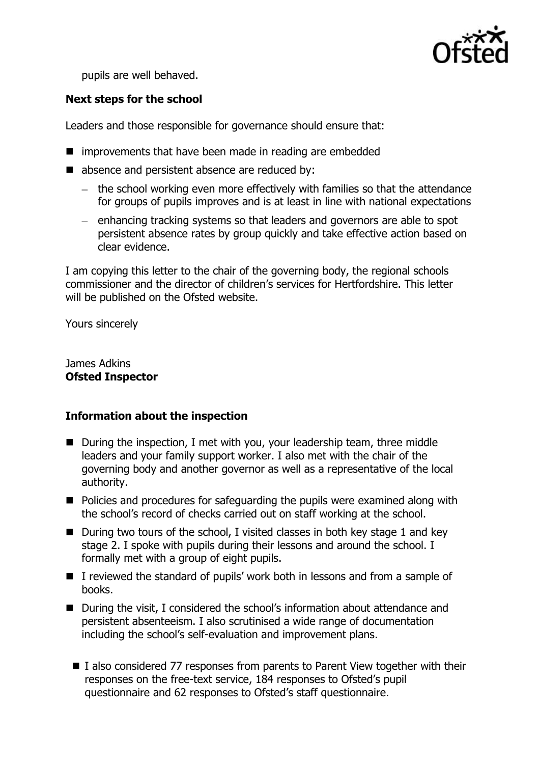pupils are well behaved.

**Next steps for the school**

Leaders and those responsible for governance should ensure that:

- improvements that have been made in reading are embedded
- absence and persistent absence are reduced by:
  - the school working even more effectively with families so that the attendance for groups of pupils improves and is at least in line with national expectations
  - enhancing tracking systems so that leaders and governors are able to spot persistent absence rates by group quickly and take effective action based on clear evidence.

I am copying this letter to the chair of the governing body, the regional schools commissioner and the director of children's services for Hertfordshire. This letter will be published on the Ofsted website.

Yours sincerely

James Adkins
**Ofsted Inspector**

**Information about the inspection**

- During the inspection, I met with you, your leadership team, three middle leaders and your family support worker. I also met with the chair of the governing body and another governor as well as a representative of the local authority.
- Policies and procedures for safeguarding the pupils were examined along with the school's record of checks carried out on staff working at the school.
- During two tours of the school, I visited classes in both key stage 1 and key stage 2. I spoke with pupils during their lessons and around the school. I formally met with a group of eight pupils.
- I reviewed the standard of pupils' work both in lessons and from a sample of books.
- During the visit, I considered the school's information about attendance and persistent absenteeism. I also scrutinised a wide range of documentation including the school's self-evaluation and improvement plans.
- I also considered 77 responses from parents to Parent View together with their responses on the free-text service, 184 responses to Ofsted's pupil questionnaire and 62 responses to Ofsted's staff questionnaire.